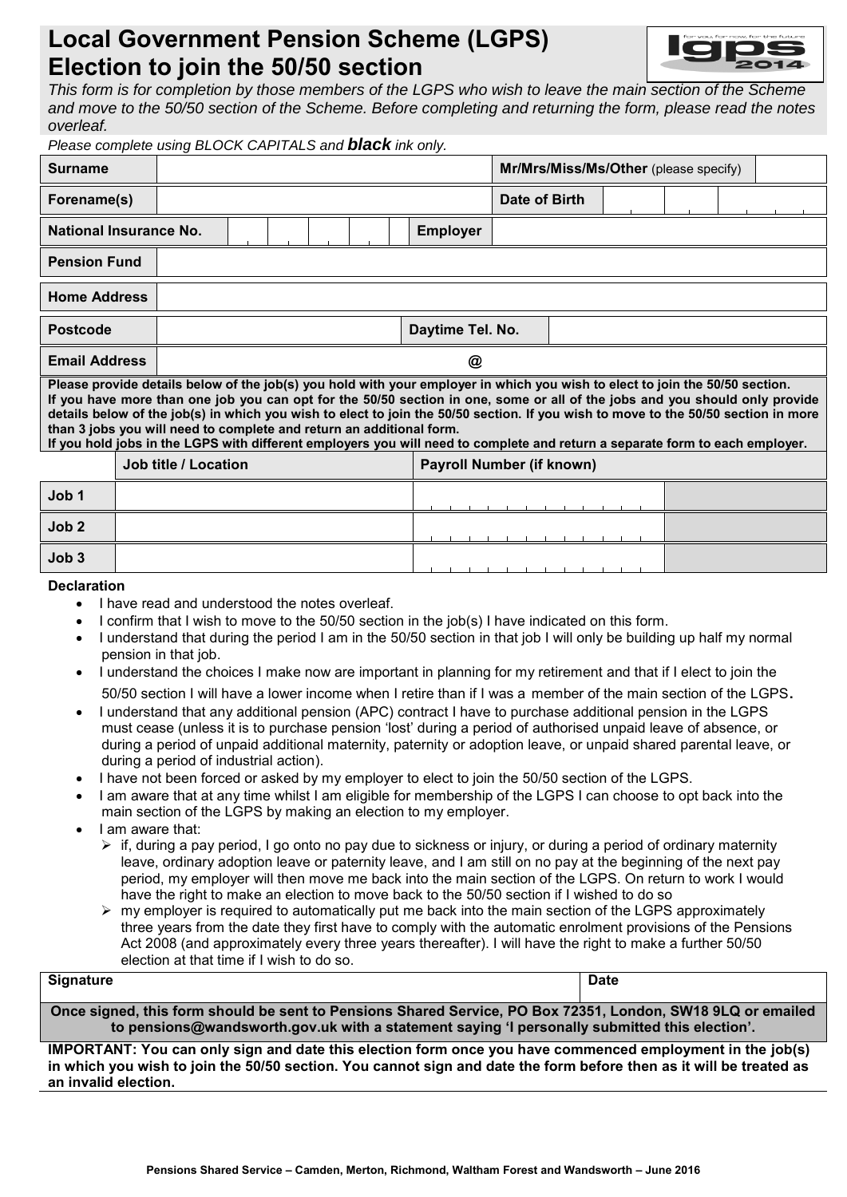# Local Government Pension Scheme (LGPS) Election to join the 50/50 section

*This form is for completion by those members of the LGPS who wish to leave the main section of the Scheme and move to the 50/50 section of the Scheme. Before completing and returning the form, please read the notes overleaf.*

*Please complete using BLOCK CAPITALS and **black** ink only.*

| **Surname** | | **Mr/Mrs/Miss/Ms/Other** (please specify) | |
|---|---|---|---|
| **Forename(s)** | | **Date of Birth** | |
| **National Insurance No.** | | **Employer** | |
| **Pension Fund** | | | |
| **Home Address** | | | |
| **Postcode** | | **Daytime Tel. No.** | |
| **Email Address** | @ | | |

**Please provide details below of the job(s) you hold with your employer in which you wish to elect to join the 50/50 section. If you have more than one job you can opt for the 50/50 section in one, some or all of the jobs and you should only provide details below of the job(s) in which you wish to elect to join the 50/50 section. If you wish to move to the 50/50 section in more than 3 jobs you will need to complete and return an additional form.**
**If you hold jobs in the LGPS with different employers you will need to complete and return a separate form to each employer.**

| | Job title / Location | Payroll Number (if known) |
|---|---|---|
| **Job 1** | | |
| **Job 2** | | |
| **Job 3** | | |

**Declaration**

- I have read and understood the notes overleaf.
- I confirm that I wish to move to the 50/50 section in the job(s) I have indicated on this form.
- I understand that during the period I am in the 50/50 section in that job I will only be building up half my normal pension in that job.
- I understand the choices I make now are important in planning for my retirement and that if I elect to join the 50/50 section I will have a lower income when I retire than if I was a member of the main section of the LGPS.
- I understand that any additional pension (APC) contract I have to purchase additional pension in the LGPS must cease (unless it is to purchase pension 'lost' during a period of authorised unpaid leave of absence, or during a period of unpaid additional maternity, paternity or adoption leave, or unpaid shared parental leave, or during a period of industrial action).
- I have not been forced or asked by my employer to elect to join the 50/50 section of the LGPS.
- I am aware that at any time whilst I am eligible for membership of the LGPS I can choose to opt back into the main section of the LGPS by making an election to my employer.
- I am aware that:
  - if, during a pay period, I go onto no pay due to sickness or injury, or during a period of ordinary maternity leave, ordinary adoption leave or paternity leave, and I am still on no pay at the beginning of the next pay period, my employer will then move me back into the main section of the LGPS. On return to work I would have the right to make an election to move back to the 50/50 section if I wished to do so
  - my employer is required to automatically put me back into the main section of the LGPS approximately three years from the date they first have to comply with the automatic enrolment provisions of the Pensions Act 2008 (and approximately every three years thereafter). I will have the right to make a further 50/50 election at that time if I wish to do so.

| **Signature** | **Date** |
|---|---|
| | |

**Once signed, this form should be sent to Pensions Shared Service, PO Box 72351, London, SW18 9LQ or emailed to pensions@wandsworth.gov.uk with a statement saying 'I personally submitted this election'.**

**IMPORTANT: You can only sign and date this election form once you have commenced employment in the job(s) in which you wish to join the 50/50 section. You cannot sign and date the form before then as it will be treated as an invalid election.**

**Pensions Shared Service – Camden, Merton, Richmond, Waltham Forest and Wandsworth – June 2016**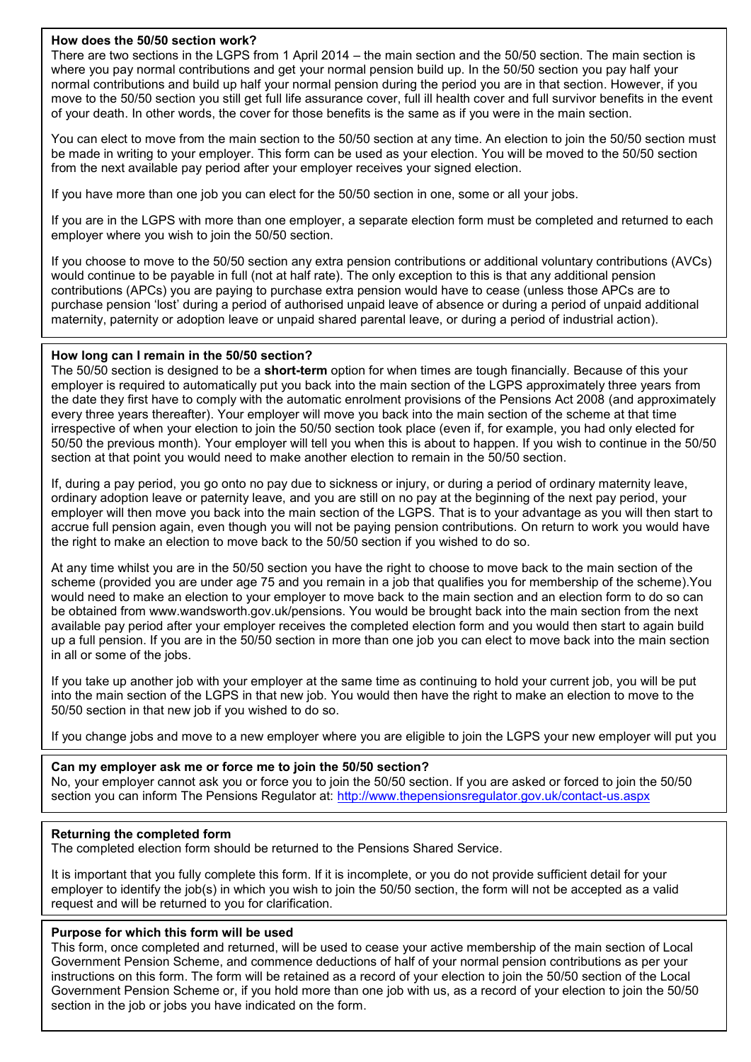**How does the 50/50 section work?**

There are two sections in the LGPS from 1 April 2014 – the main section and the 50/50 section. The main section is where you pay normal contributions and get your normal pension build up. In the 50/50 section you pay half your normal contributions and build up half your normal pension during the period you are in that section. However, if you move to the 50/50 section you still get full life assurance cover, full ill health cover and full survivor benefits in the event of your death. In other words, the cover for those benefits is the same as if you were in the main section.

You can elect to move from the main section to the 50/50 section at any time. An election to join the 50/50 section must be made in writing to your employer. This form can be used as your election. You will be moved to the 50/50 section from the next available pay period after your employer receives your signed election.

If you have more than one job you can elect for the 50/50 section in one, some or all your jobs.

If you are in the LGPS with more than one employer, a separate election form must be completed and returned to each employer where you wish to join the 50/50 section.

If you choose to move to the 50/50 section any extra pension contributions or additional voluntary contributions (AVCs) would continue to be payable in full (not at half rate). The only exception to this is that any additional pension contributions (APCs) you are paying to purchase extra pension would have to cease (unless those APCs are to purchase pension 'lost' during a period of authorised unpaid leave of absence or during a period of unpaid additional maternity, paternity or adoption leave or unpaid shared parental leave, or during a period of industrial action).

**How long can I remain in the 50/50 section?**

The 50/50 section is designed to be a **short-term** option for when times are tough financially. Because of this your employer is required to automatically put you back into the main section of the LGPS approximately three years from the date they first have to comply with the automatic enrolment provisions of the Pensions Act 2008 (and approximately every three years thereafter). Your employer will move you back into the main section of the scheme at that time irrespective of when your election to join the 50/50 section took place (even if, for example, you had only elected for 50/50 the previous month). Your employer will tell you when this is about to happen. If you wish to continue in the 50/50 section at that point you would need to make another election to remain in the 50/50 section.

If, during a pay period, you go onto no pay due to sickness or injury, or during a period of ordinary maternity leave, ordinary adoption leave or paternity leave, and you are still on no pay at the beginning of the next pay period, your employer will then move you back into the main section of the LGPS. That is to your advantage as you will then start to accrue full pension again, even though you will not be paying pension contributions. On return to work you would have the right to make an election to move back to the 50/50 section if you wished to do so.

At any time whilst you are in the 50/50 section you have the right to choose to move back to the main section of the scheme (provided you are under age 75 and you remain in a job that qualifies you for membership of the scheme).You would need to make an election to your employer to move back to the main section and an election form to do so can be obtained from www.wandsworth.gov.uk/pensions. You would be brought back into the main section from the next available pay period after your employer receives the completed election form and you would then start to again build up a full pension. If you are in the 50/50 section in more than one job you can elect to move back into the main section in all or some of the jobs.

If you take up another job with your employer at the same time as continuing to hold your current job, you will be put into the main section of the LGPS in that new job. You would then have the right to make an election to move to the 50/50 section in that new job if you wished to do so.

If you change jobs and move to a new employer where you are eligible to join the LGPS your new employer will put you

**Can my employer ask me or force me to join the 50/50 section?**

No, your employer cannot ask you or force you to join the 50/50 section. If you are asked or forced to join the 50/50 section you can inform The Pensions Regulator at: http://www.thepensionsregulator.gov.uk/contact-us.aspx

**Returning the completed form**

The completed election form should be returned to the Pensions Shared Service.

It is important that you fully complete this form. If it is incomplete, or you do not provide sufficient detail for your employer to identify the job(s) in which you wish to join the 50/50 section, the form will not be accepted as a valid request and will be returned to you for clarification.

**Purpose for which this form will be used**

This form, once completed and returned, will be used to cease your active membership of the main section of Local Government Pension Scheme, and commence deductions of half of your normal pension contributions as per your instructions on this form. The form will be retained as a record of your election to join the 50/50 section of the Local Government Pension Scheme or, if you hold more than one job with us, as a record of your election to join the 50/50 section in the job or jobs you have indicated on the form.